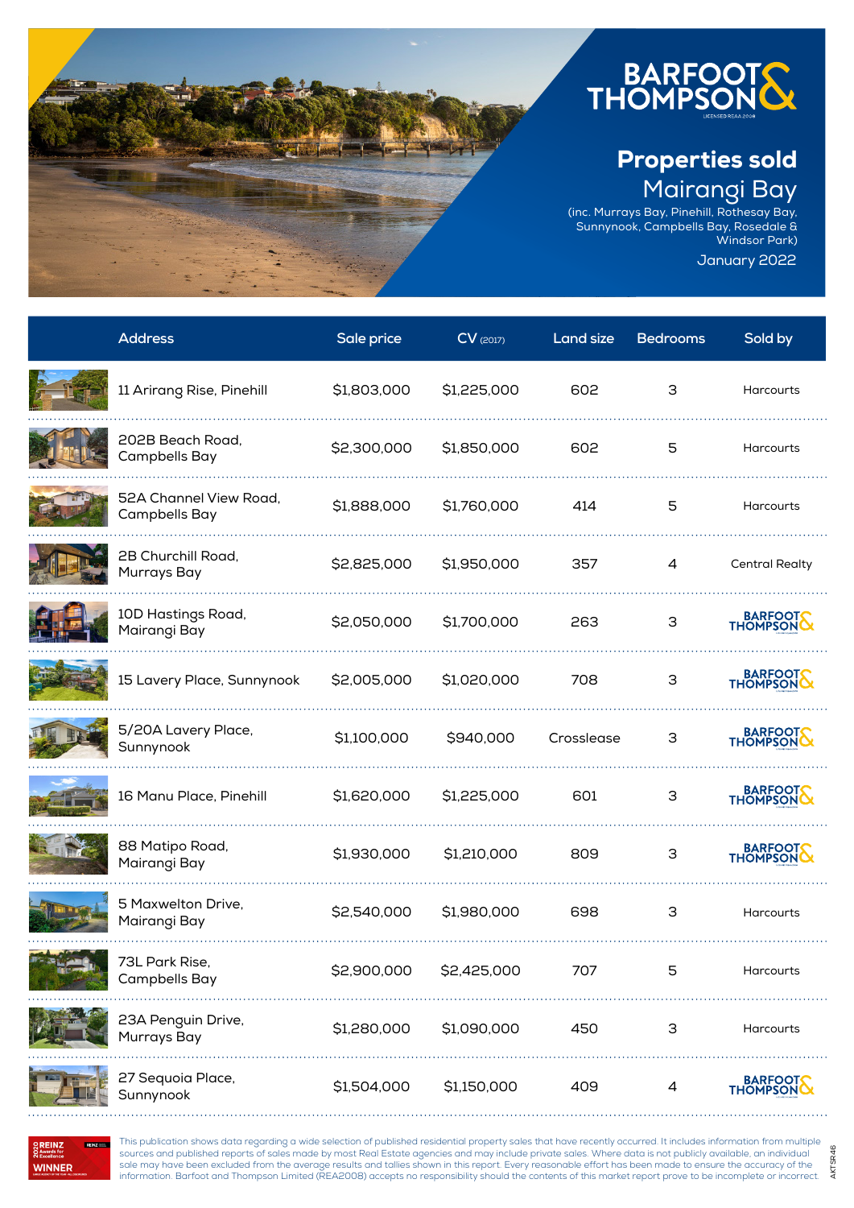# Properties sold

## Mairangi Bay

(inc. Murrays Bay, Pinehill, Rothesay Bay, Sunnynook, Campbells Bay, Rosedale & Windsor Park)

January 2022

| Address | Sale price | CV (2017) | Land size | Bedrooms | Sold by |
|---|---|---|---|---|---|
| 11 Arirang Rise, Pinehill | $1,803,000 | $1,225,000 | 602 | 3 | Harcourts |
| 202B Beach Road, Campbells Bay | $2,300,000 | $1,850,000 | 602 | 5 | Harcourts |
| 52A Channel View Road, Campbells Bay | $1,888,000 | $1,760,000 | 414 | 5 | Harcourts |
| 2B Churchill Road, Murrays Bay | $2,825,000 | $1,950,000 | 357 | 4 | Central Realty |
| 10D Hastings Road, Mairangi Bay | $2,050,000 | $1,700,000 | 263 | 3 | Barfoot & Thompson |
| 15 Lavery Place, Sunnynook | $2,005,000 | $1,020,000 | 708 | 3 | Barfoot & Thompson |
| 5/20A Lavery Place, Sunnynook | $1,100,000 | $940,000 | Crosslease | 3 | Barfoot & Thompson |
| 16 Manu Place, Pinehill | $1,620,000 | $1,225,000 | 601 | 3 | Barfoot & Thompson |
| 88 Matipo Road, Mairangi Bay | $1,930,000 | $1,210,000 | 809 | 3 | Barfoot & Thompson |
| 5 Maxwelton Drive, Mairangi Bay | $2,540,000 | $1,980,000 | 698 | 3 | Harcourts |
| 73L Park Rise, Campbells Bay | $2,900,000 | $2,425,000 | 707 | 5 | Harcourts |
| 23A Penguin Drive, Murrays Bay | $1,280,000 | $1,090,000 | 450 | 3 | Harcourts |
| 27 Sequoia Place, Sunnynook | $1,504,000 | $1,150,000 | 409 | 4 | Barfoot & Thompson |

This publication shows data regarding a wide selection of published residential property sales that have recently occurred. It includes information from multiple sources and published reports of sales made by most Real Estate agencies and may include private sales. Where data is not publicly available, an individual sale may have been excluded from the average results and tallies shown in this report. Every reasonable effort has been made to ensure the accuracy of the information. Barfoot and Thompson Limited (REA2008) accepts no responsibility should the contents of this market report prove to be incomplete or incorrect.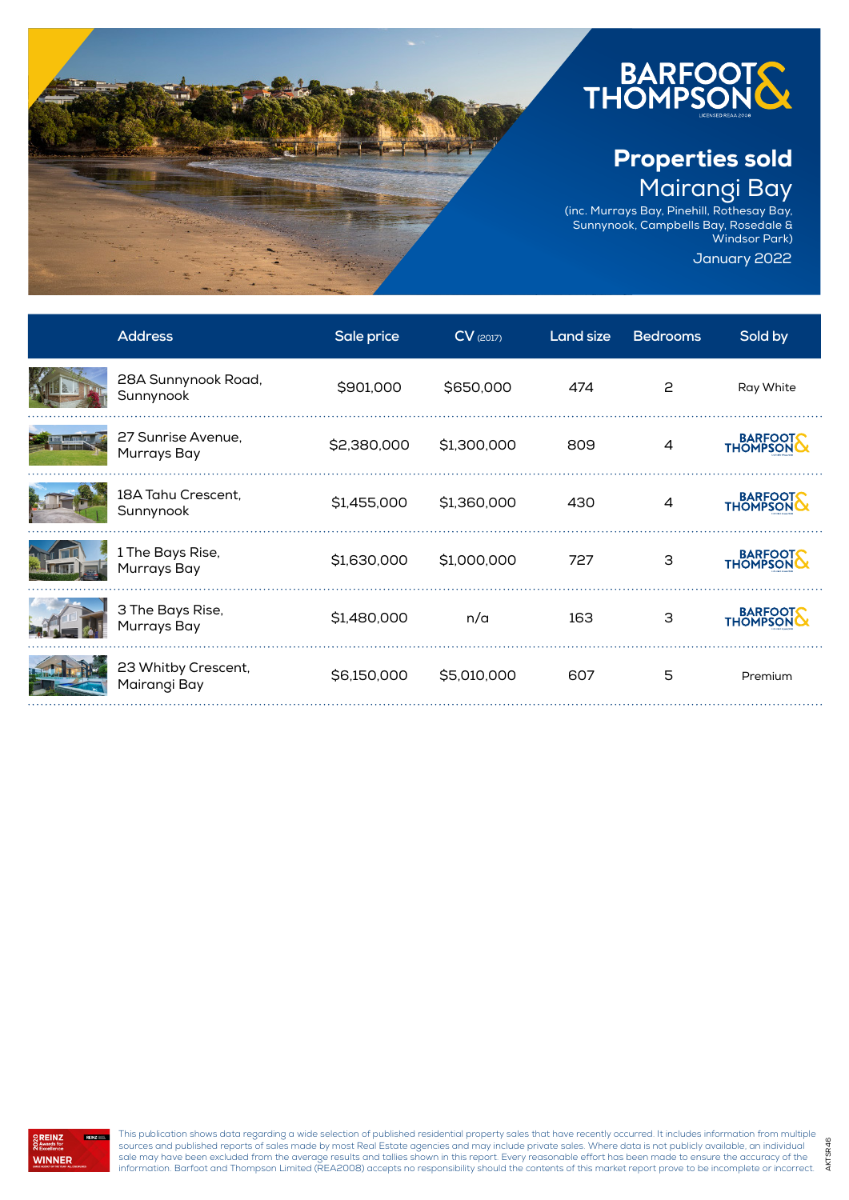BARFOOT & THOMPSON

LICENSED REAA 2008

# Properties sold

## Mairangi Bay

(inc. Murrays Bay, Pinehill, Rothesay Bay, Sunnynook, Campbells Bay, Rosedale & Windsor Park)

January 2022

| Address | Sale price | CV (2017) | Land size | Bedrooms | Sold by |
|---|---|---|---|---|---|
| 28A Sunnynook Road, Sunnynook | $901,000 | $650,000 | 474 | 2 | Ray White |
| 27 Sunrise Avenue, Murrays Bay | $2,380,000 | $1,300,000 | 809 | 4 | Barfoot & Thompson |
| 18A Tahu Crescent, Sunnynook | $1,455,000 | $1,360,000 | 430 | 4 | Barfoot & Thompson |
| 1 The Bays Rise, Murrays Bay | $1,630,000 | $1,000,000 | 727 | 3 | Barfoot & Thompson |
| 3 The Bays Rise, Murrays Bay | $1,480,000 | n/a | 163 | 3 | Barfoot & Thompson |
| 23 Whitby Crescent, Mairangi Bay | $6,150,000 | $5,010,000 | 607 | 5 | Premium |

2020 REINZ Awards for Excellence WINNER

This publication shows data regarding a wide selection of published residential property sales that have recently occurred. It includes information from multiple sources and published reports of sales made by most Real Estate agencies and may include private sales. Where data is not publicly available, an individual sale may have been excluded from the average results and tallies shown in this report. Every reasonable effort has been made to ensure the accuracy of the information. Barfoot and Thompson Limited (REA2008) accepts no responsibility should the contents of this market report prove to be incomplete or incorrect.

AKTSR46